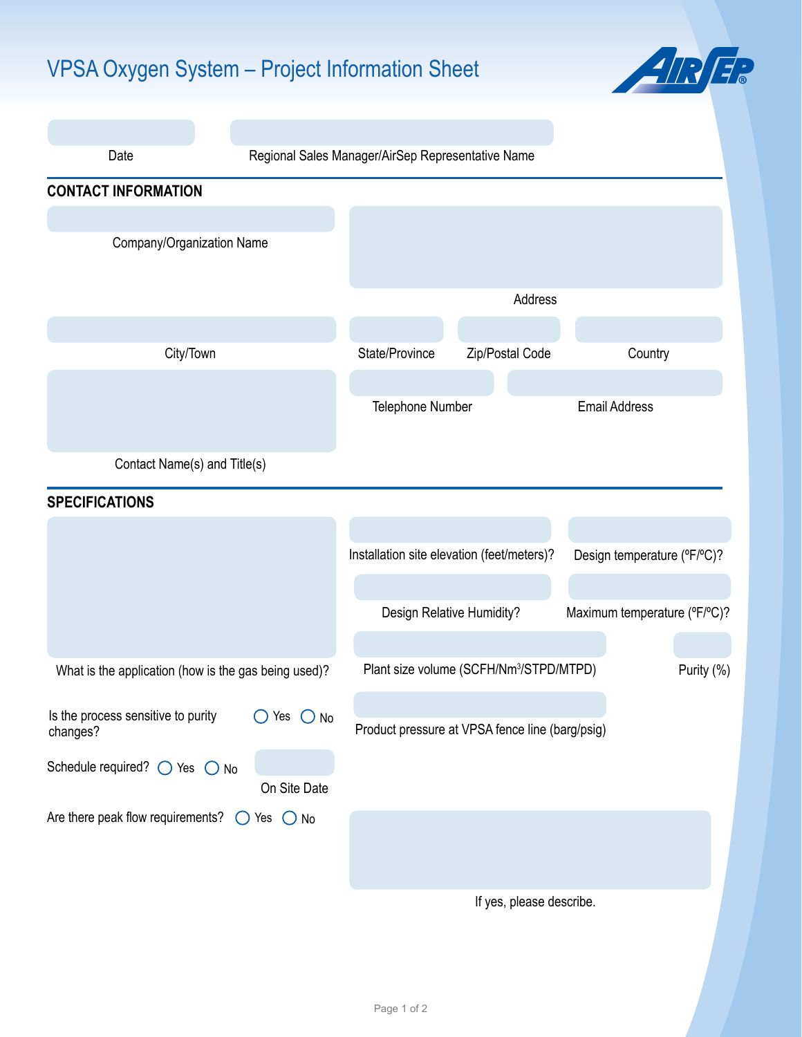# VPSA Oxygen System – Project Information Sheet

Date

Regional Sales Manager/AirSep Representative Name

## CONTACT INFORMATION

Company/Organization Name

Address

City/Town

State/Province

Zip/Postal Code

Country

Contact Name(s) and Title(s)

Telephone Number

Email Address

## SPECIFICATIONS

What is the application (how is the gas being used)?

Installation site elevation (feet/meters)?

Design temperature (ºF/ºC)?

Design Relative Humidity?

Maximum temperature (ºF/ºC)?

Plant size volume (SCFH/$Nm^3$/STPD/MTPD)

Purity (%)

Is the process sensitive to purity changes? ◯ Yes ◯ No

Product pressure at VPSA fence line (barg/psig)

Schedule required? ◯ Yes ◯ No

On Site Date

Are there peak flow requirements? ◯ Yes ◯ No

If yes, please describe.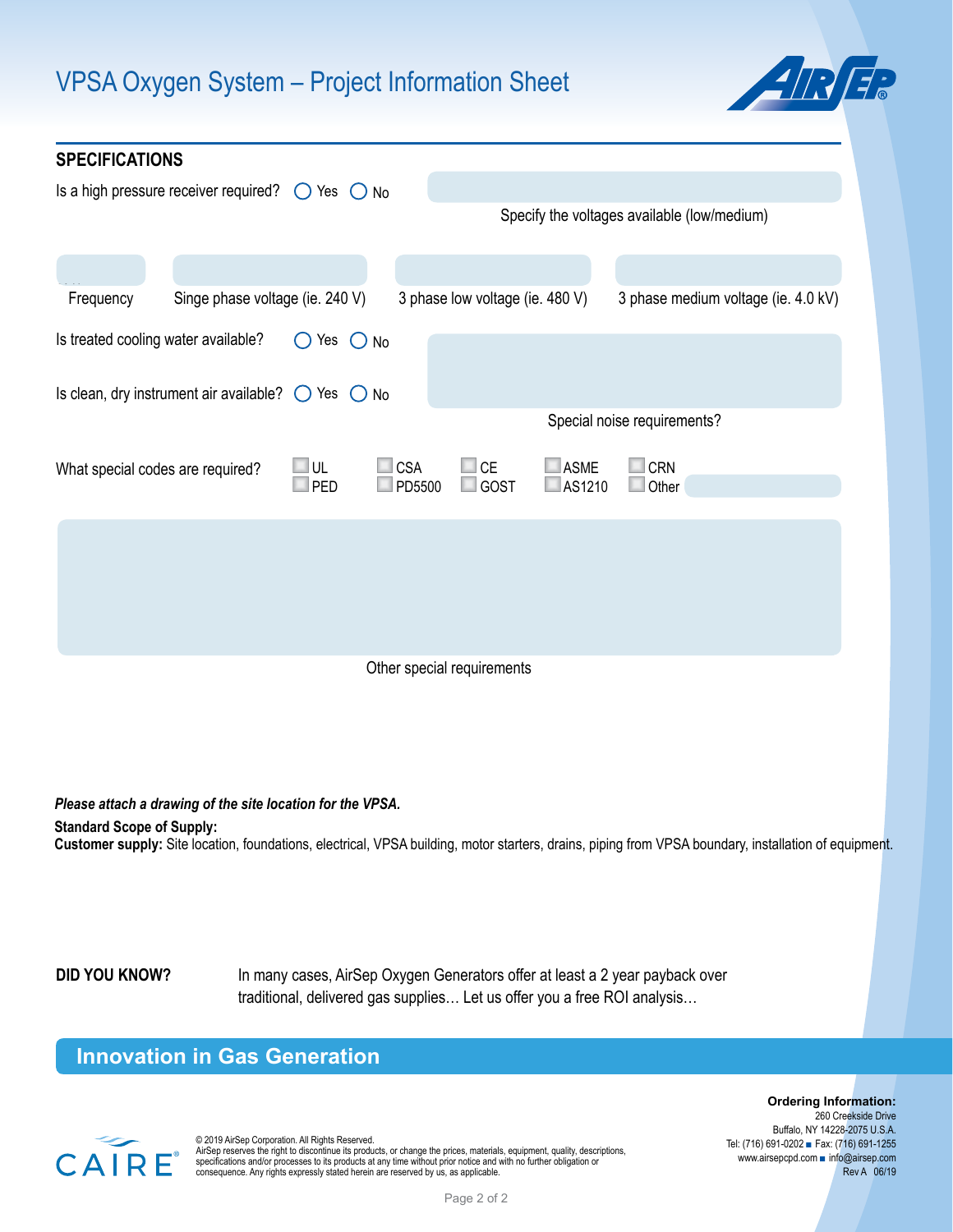# VPSA Oxygen System – Project Information Sheet

## SPECIFICATIONS

Is a high pressure receiver required? ◯ Yes ◯ No

Specify the voltages available (low/medium)

Frequency | Singe phase voltage (ie. 240 V) | 3 phase low voltage (ie. 480 V) | 3 phase medium voltage (ie. 4.0 kV)

Is treated cooling water available? ◯ Yes ◯ No

Is clean, dry instrument air available? ◯ Yes ◯ No

Special noise requirements?

What special codes are required?

- ☐ UL
- ☐ CSA
- ☐ CE
- ☐ ASME
- ☐ CRN
- ☐ PED
- ☐ PD5500
- ☐ GOST
- ☐ AS1210
- ☐ Other

Other special requirements

***Please attach a drawing of the site location for the VPSA.***

**Standard Scope of Supply:**

**Customer supply:** Site location, foundations, electrical, VPSA building, motor starters, drains, piping from VPSA boundary, installation of equipment.

**DID YOU KNOW?** In many cases, AirSep Oxygen Generators offer at least a 2 year payback over traditional, delivered gas supplies… Let us offer you a free ROI analysis…

**Innovation in Gas Generation**

© 2019 AirSep Corporation. All Rights Reserved.
AirSep reserves the right to discontinue its products, or change the prices, materials, equipment, quality, descriptions, specifications and/or processes to its products at any time without prior notice and with no further obligation or consequence. Any rights expressly stated herein are reserved by us, as applicable.

**Ordering Information:**
260 Creekside Drive
Buffalo, NY 14228-2075 U.S.A.
Tel: (716) 691-0202 ■ Fax: (716) 691-1255
www.airsepcpd.com ■ info@airsep.com
Rev A 06/19